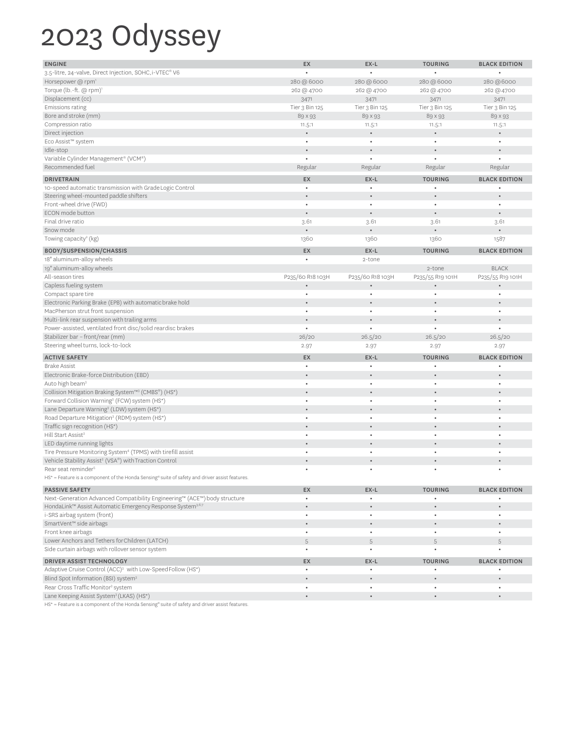# 2023 Odyssey

| ENGINE | EX | EX-L | TOURING | BLACK EDITION |
|---|---|---|---|---|
| 3.5-litre, 24-valve, Direct Injection, SOHC, i-VTEC® V6 | • | • | • | • |
| Horsepower @ rpm[1] | 280 @ 6000 | 280 @ 6000 | 280 @ 6000 | 280 @ 6000 |
| Torque (lb.-ft. @ rpm)[1] | 262 @ 4700 | 262 @ 4700 | 262 @ 4700 | 262 @ 4700 |
| Displacement (cc) | 3471 | 3471 | 3471 | 3471 |
| Emissions rating | Tier 3 Bin 125 | Tier 3 Bin 125 | Tier 3 Bin 125 | Tier 3 Bin 125 |
| Bore and stroke (mm) | 89 x 93 | 89 x 93 | 89 x 93 | 89 x 93 |
| Compression ratio | 11.5:1 | 11.5:1 | 11.5:1 | 11.5:1 |
| Direct injection | • | • | • | • |
| Eco Assist™ system | • | • | • | • |
| Idle-stop | • | • | • | • |
| Variable Cylinder Management® (VCM®) | • | • | • | • |
| Recommended fuel | Regular | Regular | Regular | Regular |

| DRIVETRAIN | EX | EX-L | TOURING | BLACK EDITION |
|---|---|---|---|---|
| 10-speed automatic transmission with Grade Logic Control | • | • | • | • |
| Steering wheel-mounted paddle shifters | • | • | • | • |
| Front-wheel drive (FWD) | • | • | • | • |
| ECON mode button | • | • | • | • |
| Final drive ratio | 3.61 | 3.61 | 3.61 | 3.61 |
| Snow mode | • | • | • | • |
| Towing capacity[2] (kg) | 1360 | 1360 | 1360 | 1587 |

| BODY/SUSPENSION/CHASSIS | EX | EX-L | TOURING | BLACK EDITION |
|---|---|---|---|---|
| 18" aluminum-alloy wheels | • | 2-tone | | |
| 19" aluminum-alloy wheels | | | 2-tone | BLACK |
| All-season tires | P235/60 R18 103H | P235/60 R18 103H | P235/55 R19 101H | P235/55 R19 101H |
| Capless fueling system | • | • | • | • |
| Compact spare tire | • | • | • | • |
| Electronic Parking Brake (EPB) with automatic brake hold | • | • | • | • |
| MacPherson strut front suspension | • | • | • | • |
| Multi-link rear suspension with trailing arms | • | • | • | • |
| Power-assisted, ventilated front disc/solid rear disc brakes | • | • | • | • |
| Stabilizer bar – front/rear (mm) | 26/20 | 26.5/20 | 26.5/20 | 26.5/20 |
| Steering wheel turns, lock-to-lock | 2.97 | 2.97 | 2.97 | 2.97 |

| ACTIVE SAFETY | EX | EX-L | TOURING | BLACK EDITION |
|---|---|---|---|---|
| Brake Assist | • | • | • | • |
| Electronic Brake-force Distribution (EBD) | • | • | • | • |
| Auto high beam[3] | • | • | • | • |
| Collision Mitigation Braking System™[3] (CMBS®) (HS*) | • | • | • | • |
| Forward Collision Warning[3] (FCW) system (HS*) | • | • | • | • |
| Lane Departure Warning[3] (LDW) system (HS*) | • | • | • | • |
| Road Departure Mitigation[3] (RDM) system (HS*) | • | • | • | • |
| Traffic sign recognition (HS*) | • | • | • | • |
| Hill Start Assist[3] | • | • | • | • |
| LED daytime running lights | • | • | • | • |
| Tire Pressure Monitoring System[4] (TPMS) with tire fill assist | • | • | • | • |
| Vehicle Stability Assist[3] (VSA®) with Traction Control | • | • | • | • |
| Rear seat reminder[5] | • | • | • | • |

HS* = Feature is a component of the Honda Sensing® suite of safety and driver assist features.

| PASSIVE SAFETY | EX | EX-L | TOURING | BLACK EDITION |
|---|---|---|---|---|
| Next-Generation Advanced Compatibility Engineering™ (ACE™) body structure | • | • | • | • |
| HondaLink™ Assist Automatic Emergency Response System[3,6,7] | • | • | • | • |
| i-SRS airbag system (front) | • | • | • | • |
| SmartVent™ side airbags | • | • | • | • |
| Front knee airbags | • | • | • | • |
| Lower Anchors and Tethers for Children (LATCH) | 5 | 5 | 5 | 5 |
| Side curtain airbags with rollover sensor system | • | • | • | • |

| DRIVER ASSIST TECHNOLOGY | EX | EX-L | TOURING | BLACK EDITION |
|---|---|---|---|---|
| Adaptive Cruise Control (ACC)[3] with Low-Speed Follow (HS*) | • | • | • | • |
| Blind Spot Information (BSI) system[3] | • | • | • | • |
| Rear Cross Traffic Monitor[3] system | • | • | • | • |
| Lane Keeping Assist System[3] (LKAS) (HS*) | • | • | • | • |

HS* = Feature is a component of the Honda Sensing® suite of safety and driver assist features.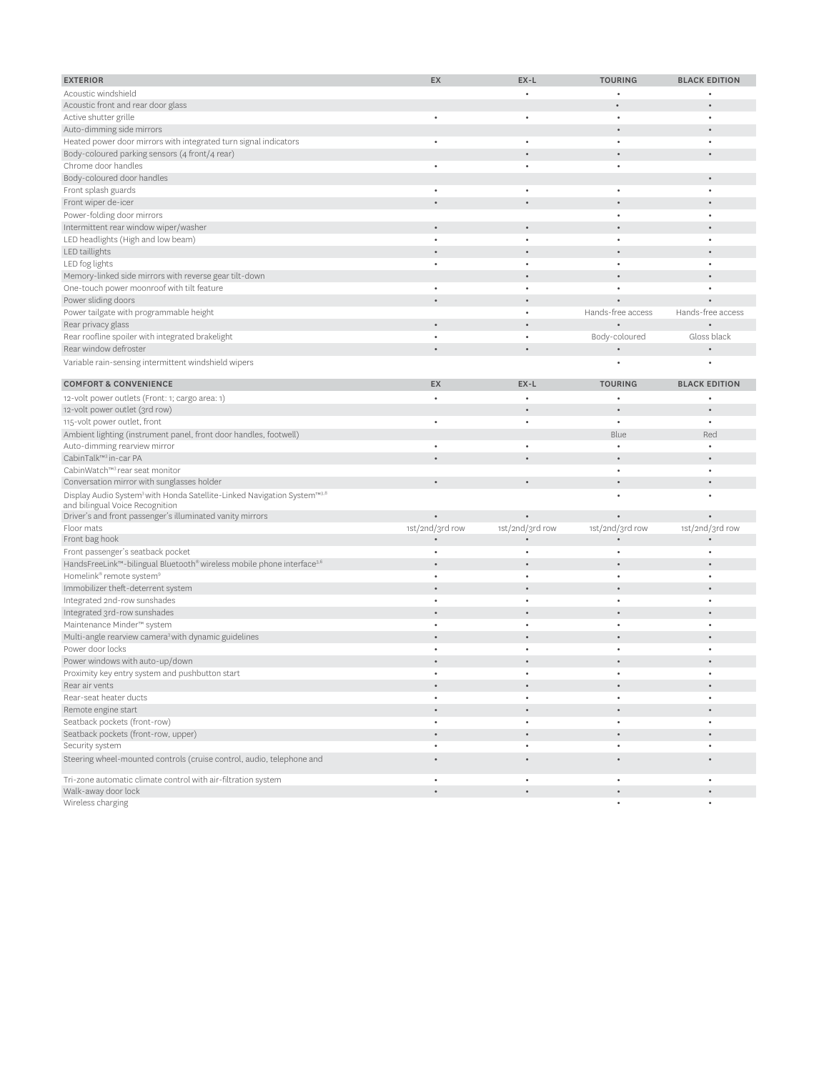| EXTERIOR | EX | EX-L | TOURING | BLACK EDITION |
|---|---|---|---|---|
| Acoustic windshield | | • | • | • |
| Acoustic front and rear door glass | | | • | • |
| Active shutter grille | • | • | • | • |
| Auto-dimming side mirrors | | | • | • |
| Heated power door mirrors with integrated turn signal indicators | • | • | • | • |
| Body-coloured parking sensors (4 front/4 rear) | | • | • | • |
| Chrome door handles | • | • | • | |
| Body-coloured door handles | | | | • |
| Front splash guards | • | • | • | • |
| Front wiper de-icer | • | • | • | • |
| Power-folding door mirrors | | | • | • |
| Intermittent rear window wiper/washer | • | • | • | • |
| LED headlights (High and low beam) | • | • | • | • |
| LED taillights | • | • | • | • |
| LED fog lights | • | • | • | • |
| Memory-linked side mirrors with reverse gear tilt-down | | • | • | • |
| One-touch power moonroof with tilt feature | • | • | • | • |
| Power sliding doors | • | • | • | • |
| Power tailgate with programmable height | | • | Hands-free access | Hands-free access |
| Rear privacy glass | • | • | • | • |
| Rear roofline spoiler with integrated brakelight | • | • | Body-coloured | Gloss black |
| Rear window defroster | • | • | • | • |
| Variable rain-sensing intermittent windshield wipers | | | • | • |

| COMFORT & CONVENIENCE | EX | EX-L | TOURING | BLACK EDITION |
|---|---|---|---|---|
| 12-volt power outlets (Front: 1; cargo area: 1) | • | • | • | • |
| 12-volt power outlet (3rd row) | | • | • | • |
| 115-volt power outlet, front | • | • | • | • |
| Ambient lighting (instrument panel, front door handles, footwell) | | | Blue | Red |
| Auto-dimming rearview mirror | • | • | • | • |
| CabinTalk™[3] in-car PA | • | • | • | • |
| CabinWatch™[3] rear seat monitor | | | • | • |
| Conversation mirror with sunglasses holder | • | • | • | • |
| Display Audio System[3] with Honda Satellite-Linked Navigation System™[3,8] and bilingual Voice Recognition | | | • | • |
| Driver's and front passenger's illuminated vanity mirrors | • | • | • | • |
| Floor mats | 1st/2nd/3rd row | 1st/2nd/3rd row | 1st/2nd/3rd row | 1st/2nd/3rd row |
| Front bag hook | • | • | • | • |
| Front passenger's seatback pocket | • | • | • | • |
| HandsFreeLink™-bilingual Bluetooth® wireless mobile phone interface[3,6] | • | • | • | • |
| Homelink® remote system[3] | • | • | • | • |
| Immobilizer theft-deterrent system | • | • | • | • |
| Integrated 2nd-row sunshades | • | • | • | • |
| Integrated 3rd-row sunshades | • | • | • | • |
| Maintenance Minder™ system | • | • | • | • |
| Multi-angle rearview camera[3] with dynamic guidelines | • | • | • | • |
| Power door locks | • | • | • | • |
| Power windows with auto-up/down | • | • | • | • |
| Proximity key entry system and pushbutton start | • | • | • | • |
| Rear air vents | • | • | • | • |
| Rear-seat heater ducts | • | • | • | • |
| Remote engine start | • | • | • | • |
| Seatback pockets (front-row) | • | • | • | • |
| Seatback pockets (front-row, upper) | • | • | • | • |
| Security system | • | • | • | • |
| Steering wheel-mounted controls (cruise control, audio, telephone and | • | • | • | • |
| Tri-zone automatic climate control with air-filtration system | • | • | • | • |
| Walk-away door lock | • | • | • | • |
| Wireless charging | | | • | • |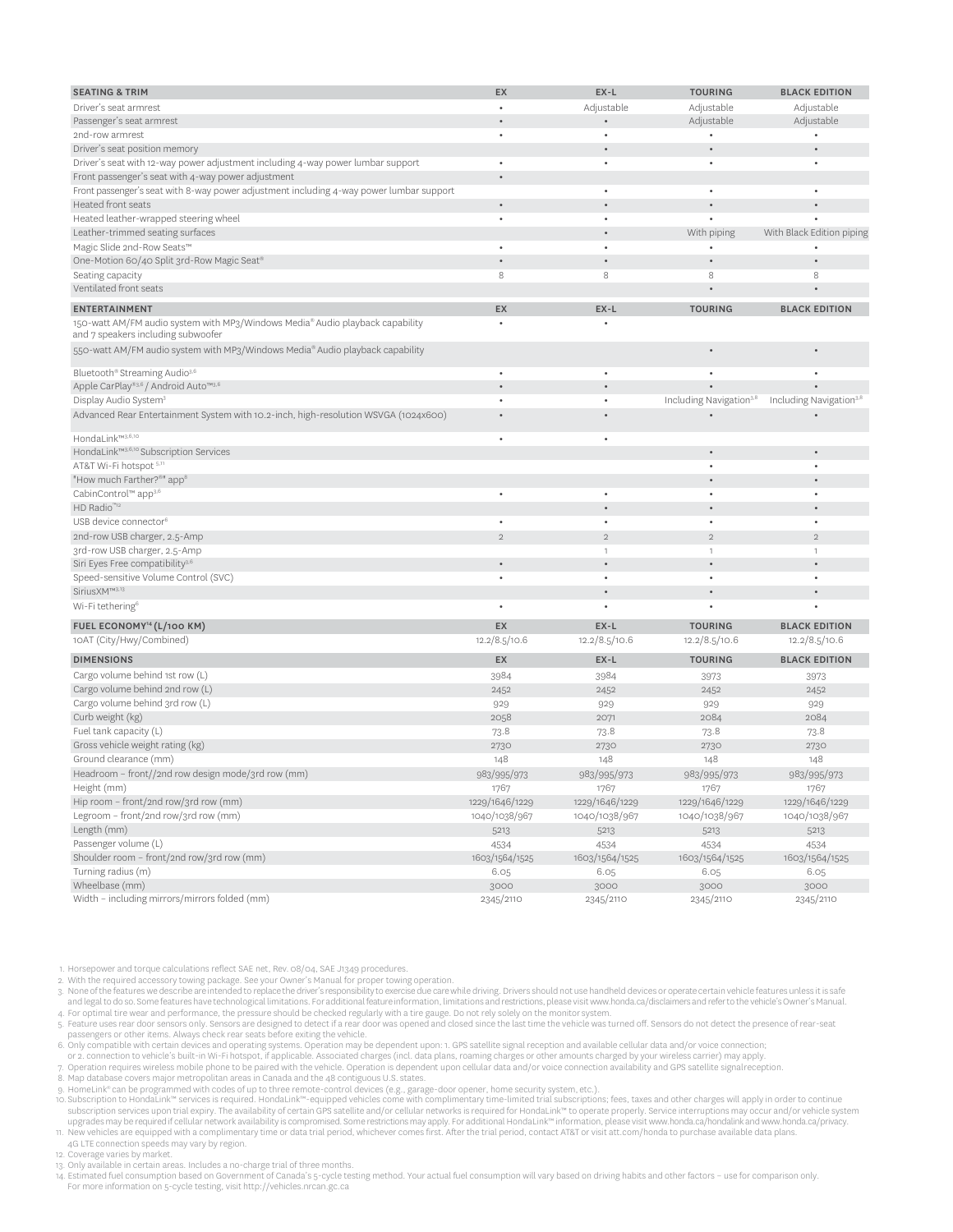| SEATING & TRIM | EX | EX-L | TOURING | BLACK EDITION |
|---|---|---|---|---|
| Driver's seat armrest | • | Adjustable | Adjustable | Adjustable |
| Passenger's seat armrest | • | • | Adjustable | Adjustable |
| 2nd-row armrest | • | • | • | • |
| Driver's seat position memory | | • | • | • |
| Driver's seat with 12-way power adjustment including 4-way power lumbar support | • | • | • | • |
| Front passenger's seat with 4-way power adjustment | • | | | |
| Front passenger's seat with 8-way power adjustment including 4-way power lumbar support | | • | • | • |
| Heated front seats | • | • | • | • |
| Heated leather-wrapped steering wheel | • | • | • | • |
| Leather-trimmed seating surfaces | | • | With piping | With Black Edition piping |
| Magic Slide 2nd-Row Seats™ | • | • | • | • |
| One-Motion 60/40 Split 3rd-Row Magic Seat® | • | • | • | • |
| Seating capacity | 8 | 8 | 8 | 8 |
| Ventilated front seats | | | • | • |

| ENTERTAINMENT | EX | EX-L | TOURING | BLACK EDITION |
|---|---|---|---|---|
| 150-watt AM/FM audio system with MP3/Windows Media® Audio playback capability and 7 speakers including subwoofer | • | • | | |
| 550-watt AM/FM audio system with MP3/Windows Media® Audio playback capability | | | • | • |
| Bluetooth® Streaming Audio[3,6] | • | • | • | • |
| Apple CarPlay®[3,6] / Android Auto™[3,6] | • | • | • | • |
| Display Audio System[3] | • | • | Including Navigation[3,8] | Including Navigation[3,8] |
| Advanced Rear Entertainment System with 10.2-inch, high-resolution WSVGA (1024x600) | • | • | • | • |
| HondaLink™[3,6,10] | • | • | | |
| HondaLink™[3,6,10] Subscription Services | | | • | • |
| AT&T Wi-Fi hotspot [5,11] | | | • | • |
| "How much Farther?®" app[8] | | | • | • |
| CabinControl™ app[3,6] | • | • | • | • |
| HD Radio™[12] | | • | • | • |
| USB device connector[6] | • | • | • | • |
| 2nd-row USB charger, 2.5-Amp | 2 | 2 | 2 | 2 |
| 3rd-row USB charger, 2.5-Amp | | 1 | 1 | 1 |
| Siri Eyes Free compatibility[6,8] | • | • | • | • |
| Speed-sensitive Volume Control (SVC) | • | • | • | • |
| SiriusXM™[3,13] | | • | • | • |
| Wi-Fi tethering[6] | • | • | • | • |

| FUEL ECONOMY[14] (L/100 KM) | EX | EX-L | TOURING | BLACK EDITION |
|---|---|---|---|---|
| 10AT (City/Hwy/Combined) | 12.2/8.5/10.6 | 12.2/8.5/10.6 | 12.2/8.5/10.6 | 12.2/8.5/10.6 |

| DIMENSIONS | EX | EX-L | TOURING | BLACK EDITION |
|---|---|---|---|---|
| Cargo volume behind 1st row (L) | 3984 | 3984 | 3973 | 3973 |
| Cargo volume behind 2nd row (L) | 2452 | 2452 | 2452 | 2452 |
| Cargo volume behind 3rd row (L) | 929 | 929 | 929 | 929 |
| Curb weight (kg) | 2058 | 2071 | 2084 | 2084 |
| Fuel tank capacity (L) | 73.8 | 73.8 | 73.8 | 73.8 |
| Gross vehicle weight rating (kg) | 2730 | 2730 | 2730 | 2730 |
| Ground clearance (mm) | 148 | 148 | 148 | 148 |
| Headroom – front//2nd row design mode/3rd row (mm) | 983/995/973 | 983/995/973 | 983/995/973 | 983/995/973 |
| Height (mm) | 1767 | 1767 | 1767 | 1767 |
| Hip room – front/2nd row/3rd row (mm) | 1229/1646/1229 | 1229/1646/1229 | 1229/1646/1229 | 1229/1646/1229 |
| Legroom – front/2nd row/3rd row (mm) | 1040/1038/967 | 1040/1038/967 | 1040/1038/967 | 1040/1038/967 |
| Length (mm) | 5213 | 5213 | 5213 | 5213 |
| Passenger volume (L) | 4534 | 4534 | 4534 | 4534 |
| Shoulder room – front/2nd row/3rd row (mm) | 1603/1564/1525 | 1603/1564/1525 | 1603/1564/1525 | 1603/1564/1525 |
| Turning radius (m) | 6.05 | 6.05 | 6.05 | 6.05 |
| Wheelbase (mm) | 3000 | 3000 | 3000 | 3000 |
| Width – including mirrors/mirrors folded (mm) | 2345/2110 | 2345/2110 | 2345/2110 | 2345/2110 |

1. Horsepower and torque calculations reflect SAE net, Rev. 08/04, SAE J1349 procedures.
2. With the required accessory towing package. See your Owner's Manual for proper towing operation.
3. None of the features we describe are intended to replace the driver's responsibility to exercise due care while driving. Drivers should not use handheld devices or operate certain vehicle features unless it is safe and legal to do so. Some features have technological limitations. For additional feature information, limitations and restrictions, please visit www.honda.ca/disclaimers and refer to the vehicle's Owner's Manual.
4. For optimal tire wear and performance, the pressure should be checked regularly with a tire gauge. Do not rely solely on the monitor system.
5. Feature uses rear door sensors only. Sensors are designed to detect if a rear door was opened and closed since the last time the vehicle was turned off. Sensors do not detect the presence of rear-seat passengers or other items. Always check rear seats before exiting the vehicle.
6. Only compatible with certain devices and operating systems. Operation may be dependent upon: 1. GPS satellite signal reception and available cellular data and/or voice connection; or 2. connection to vehicle's built-in Wi-Fi hotspot, if applicable. Associated charges (incl. data plans, roaming charges or other amounts charged by your wireless carrier) may apply.
7. Operation requires wireless mobile phone to be paired with the vehicle. Operation is dependent upon cellular data and/or voice connection availability and GPS satellite signalreception.
8. Map database covers major metropolitan areas in Canada and the 48 contiguous U.S. states.
9. HomeLink® can be programmed with codes of up to three remote-control devices (e.g., garage-door opener, home security system, etc.).
10. Subscription to HondaLink™ services is required. HondaLink™-equipped vehicles come with complimentary time-limited trial subscriptions; fees, taxes and other charges will apply in order to continue subscription services upon trial expiry. The availability of certain GPS satellite and/or cellular networks is required for HondaLink™ to operate properly. Service interruptions may occur and/or vehicle system upgrades may be required if cellular network availability is compromised. Some restrictions may apply. For additional HondaLink™ information, please visit www.honda.ca/hondalink and www.honda.ca/privacy.
11. New vehicles are equipped with a complimentary time or data trial period, whichever comes first. After the trial period, contact AT&T or visit att.com/honda to purchase available data plans. 4G LTE connection speeds may vary by region.
12. Coverage varies by market.
13. Only available in certain areas. Includes a no-charge trial of three months.
14. Estimated fuel consumption based on Government of Canada's 5-cycle testing method. Your actual fuel consumption will vary based on driving habits and other factors – use for comparison only. For more information on 5-cycle testing, visit http://vehicles.nrcan.gc.ca